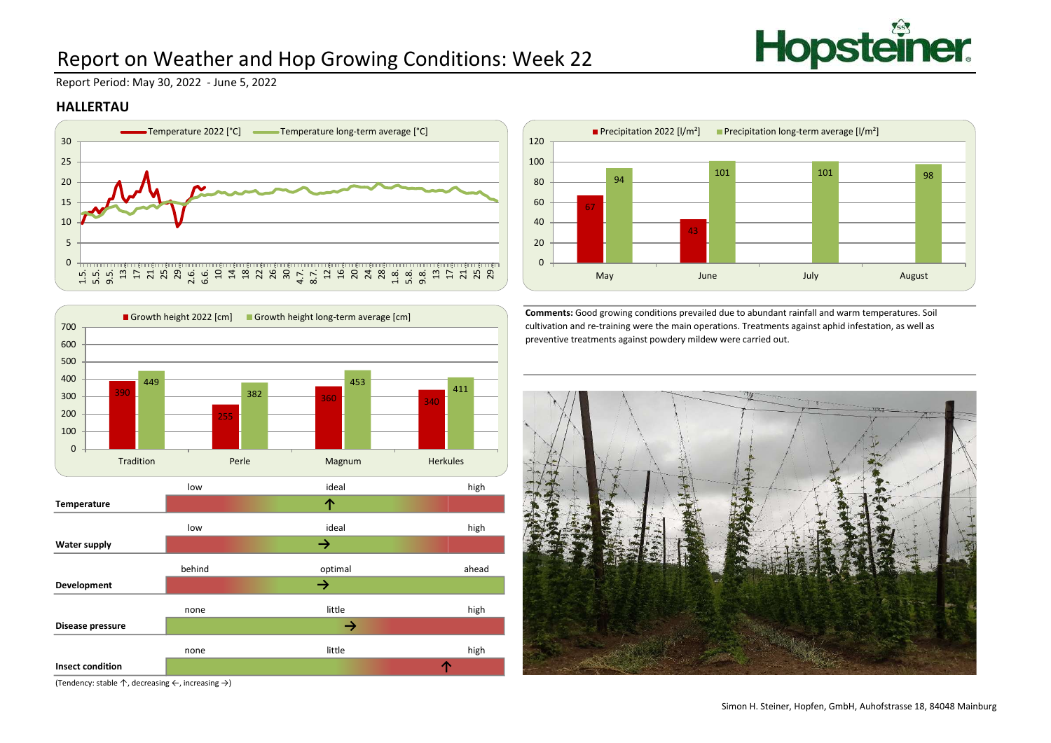# Report on Weather and Hop Growing Conditions: Week 22

Report Period: May 30, 2022 - June 5, 2022

## HALLERTAU

**Precipitation**

| Month | Precipitation 2022 [l/m²] | Precipitation long-term average [l/m²] |
|---|---|---|
| May | 67 | 94 |
| June | 43 | 101 |
| July | | 101 |
| August | | 98 |

**Growth height**

| Variety | Growth height 2022 [cm] | Growth height long-term average [cm] |
|---|---|---|
| Tradition | 390 | 449 |
| Perle | 255 | 382 |
| Magnum | 360 | 453 |
| Herkules | 340 | 411 |

**Comments:** Good growing conditions prevailed due to abundant rainfall and warm temperatures. Soil cultivation and re-training were the main operations. Treatments against aphid infestation, as well as preventive treatments against powdery mildew were carried out.

| Parameter | Scale | Tendency |
|---|---|---|
| Temperature | low – ideal – high | ideal, stable ↑ |
| Water supply | low – ideal – high | ideal, increasing → |
| Development | behind – optimal – ahead | optimal, increasing → |
| Disease pressure | none – little – high | little, increasing → |
| Insect condition | none – little – high | high, stable ↑ |

(Tendency: stable ↑, decreasing ←, increasing →)

Simon H. Steiner, Hopfen, GmbH, Auhofstrasse 18, 84048 Mainburg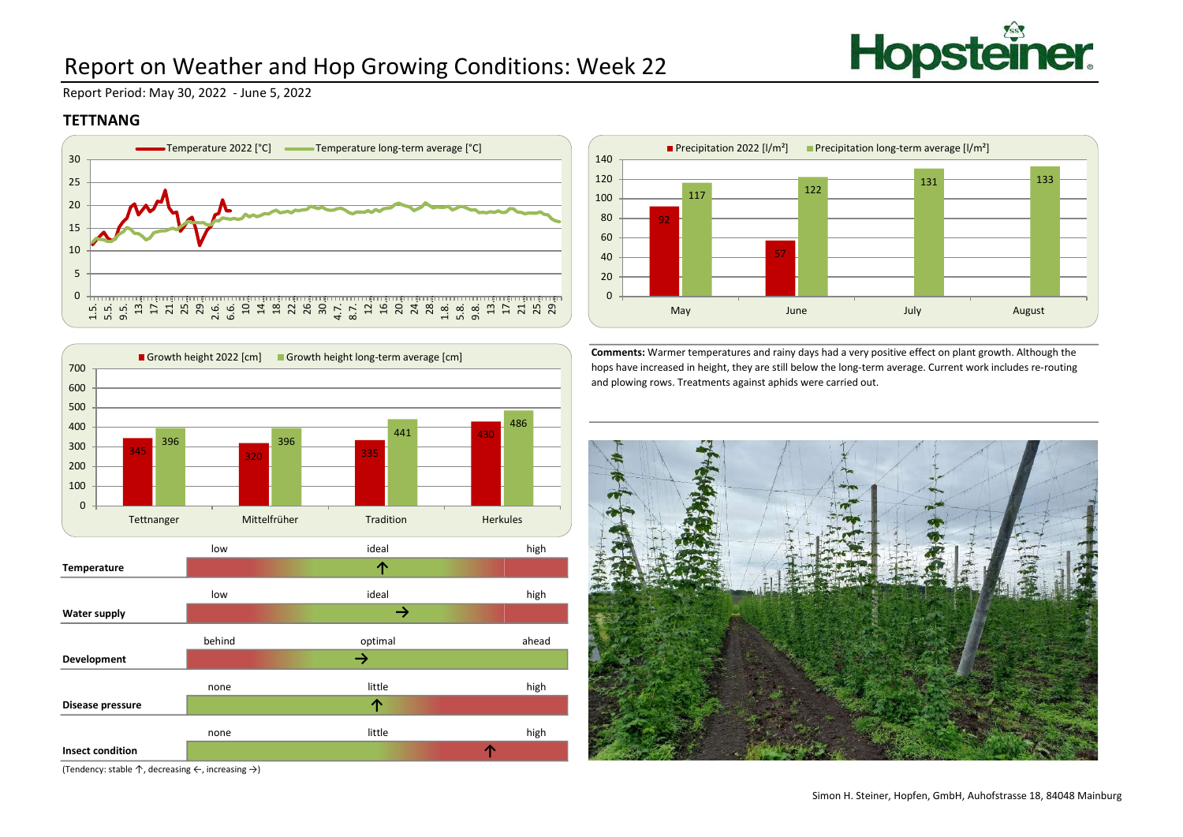# Report on Weather and Hop Growing Conditions: Week 22

Report Period: May 30, 2022 - June 5, 2022

## TETTNANG

**Precipitation**

| | May | June | July | August |
|---|---|---|---|---|
| Precipitation 2022 [l/m²] | 92 | 57 | | |
| Precipitation long-term average [l/m²] | 117 | 122 | 131 | 133 |

**Growth height**

| | Tettnanger | Mittelfrüher | Tradition | Herkules |
|---|---|---|---|---|
| Growth height 2022 [cm] | 345 | 320 | 335 | 430 |
| Growth height long-term average [cm] | 396 | 396 | 441 | 486 |

**Comments:** Warmer temperatures and rainy days had a very positive effect on plant growth. Although the hops have increased in height, they are still below the long-term average. Current work includes re-routing and plowing rows. Treatments against aphids were carried out.

| | | | |
|---|---|---|---|
| **Temperature** | low | ideal ↑ | high |
| **Water supply** | low | ideal → | high |
| **Development** | behind | optimal → | ahead |
| **Disease pressure** | none | little ↑ | high |
| **Insect condition** | none | little | ↑ high |

(Tendency: stable ↑, decreasing ←, increasing →)

Simon H. Steiner, Hopfen, GmbH, Auhofstrasse 18, 84048 Mainburg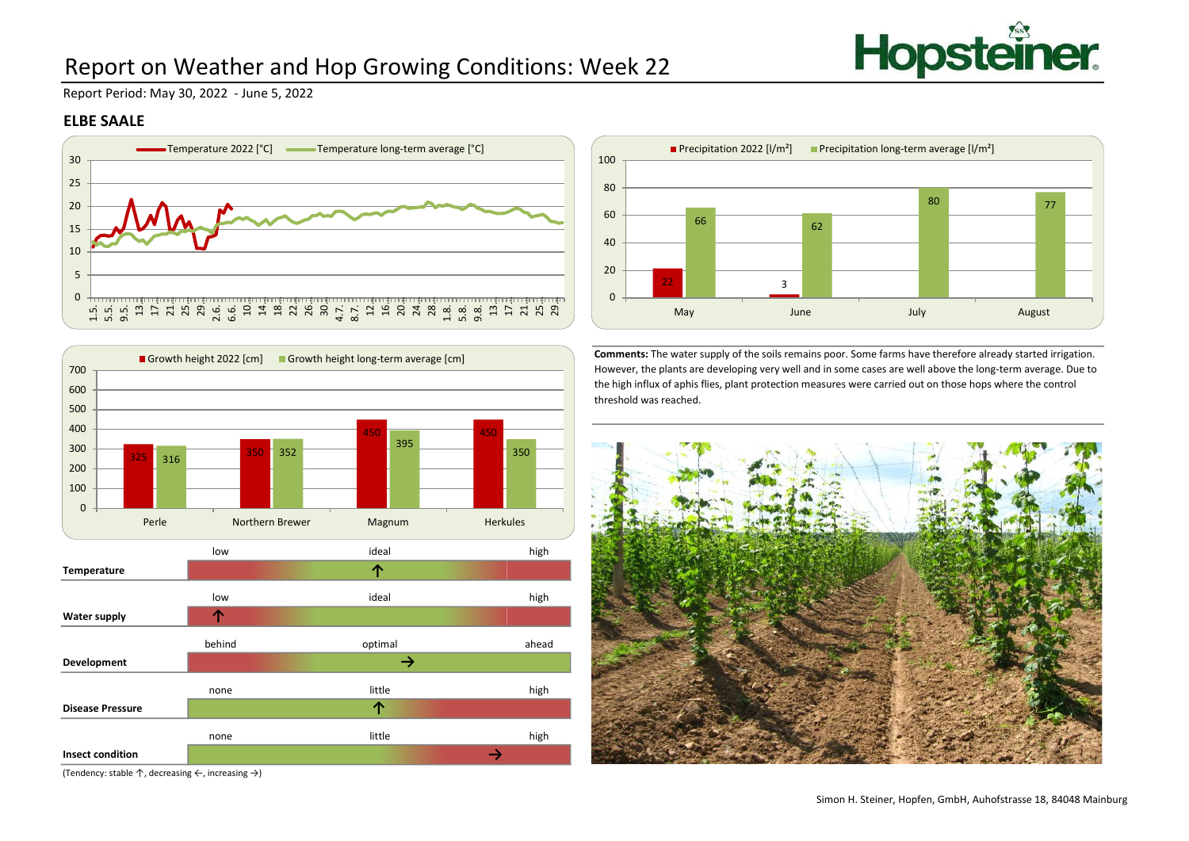# Report on Weather and Hop Growing Conditions: Week 22

Report Period: May 30, 2022 - June 5, 2022

## ELBE SAALE

Temperature 2022 [°C]
Temperature long-term average [°C]

30
25
20
15
10
5
0

1.5. 5.5. 9.5. 13. 17. 21. 25. 29. 2.6. 6.6. 10. 14. 18. 22. 26. 30. 4.7. 8.7. 12. 16. 20. 24. 28. 1.8. 5.8. 9.8. 13. 17. 21. 25. 29.

Precipitation 2022 [l/m²]
Precipitation long-term average [l/m²]

100
80
60
40
20
0

May: 22, 66
June: 3, 62
July: 80
August: 77

Growth height 2022 [cm]
Growth height long-term average [cm]

700
600
500
400
300
200
100
0

Perle: 325, 316
Northern Brewer: 350, 352
Magnum: 450, 395
Herkules: 450, 350

**Comments:** The water supply of the soils remains poor. Some farms have therefore already started irrigation. However, the plants are developing very well and in some cases are well above the long-term average. Due to the high influx of aphis flies, plant protection measures were carried out on those hops where the control threshold was reached.

| | | | |
|---|---|---|---|
| | low | ideal | high |
| **Temperature** | | ↑ | |
| | low | ideal | high |
| **Water supply** | ↑ | | |
| | behind | optimal | ahead |
| **Development** | | → | |
| | none | little | high |
| **Disease Pressure** | | ↑ | |
| | none | little | high |
| **Insect condition** | | → | |

(Tendency: stable ↑, decreasing ←, increasing →)

Simon H. Steiner, Hopfen, GmbH, Auhofstrasse 18, 84048 Mainburg